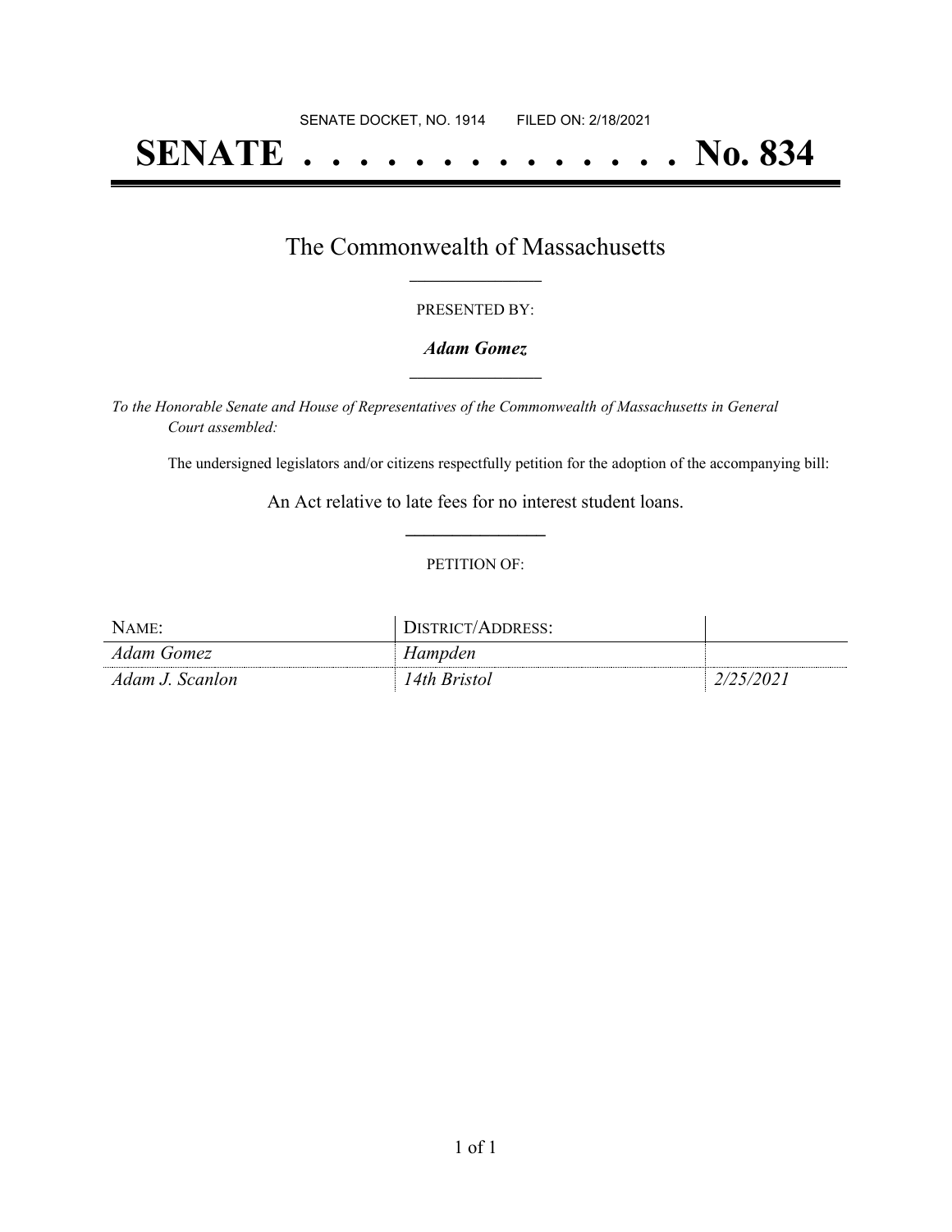SENATE DOCKET, NO. 1914        FILED ON: 2/18/2021

# SENATE . . . . . . . . . . . . . . No. 834

## The Commonwealth of Massachusetts

PRESENTED BY:

***Adam Gomez***

*To the Honorable Senate and House of Representatives of the Commonwealth of Massachusetts in General Court assembled:*

The undersigned legislators and/or citizens respectfully petition for the adoption of the accompanying bill:

An Act relative to late fees for no interest student loans.

PETITION OF:

| NAME: | DISTRICT/ADDRESS: | |
|---|---|---|
| *Adam Gomez* | *Hampden* | |
| *Adam J. Scanlon* | *14th Bristol* | *2/25/2021* |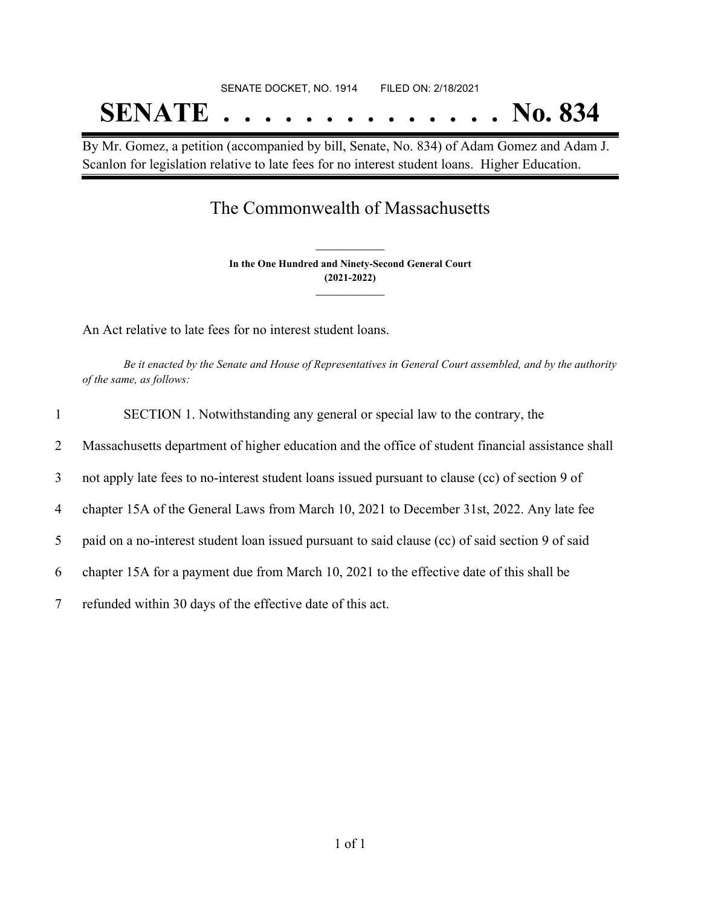SENATE DOCKET, NO. 1914 FILED ON: 2/18/2021

# SENATE . . . . . . . . . . . . . . No. 834

By Mr. Gomez, a petition (accompanied by bill, Senate, No. 834) of Adam Gomez and Adam J. Scanlon for legislation relative to late fees for no interest student loans. Higher Education.

## The Commonwealth of Massachusetts

**In the One Hundred and Ninety-Second General Court**
**(2021-2022)**

An Act relative to late fees for no interest student loans.

*Be it enacted by the Senate and House of Representatives in General Court assembled, and by the authority of the same, as follows:*

1 SECTION 1. Notwithstanding any general or special law to the contrary, the
2 Massachusetts department of higher education and the office of student financial assistance shall
3 not apply late fees to no-interest student loans issued pursuant to clause (cc) of section 9 of
4 chapter 15A of the General Laws from March 10, 2021 to December 31st, 2022. Any late fee
5 paid on a no-interest student loan issued pursuant to said clause (cc) of said section 9 of said
6 chapter 15A for a payment due from March 10, 2021 to the effective date of this shall be
7 refunded within 30 days of the effective date of this act.